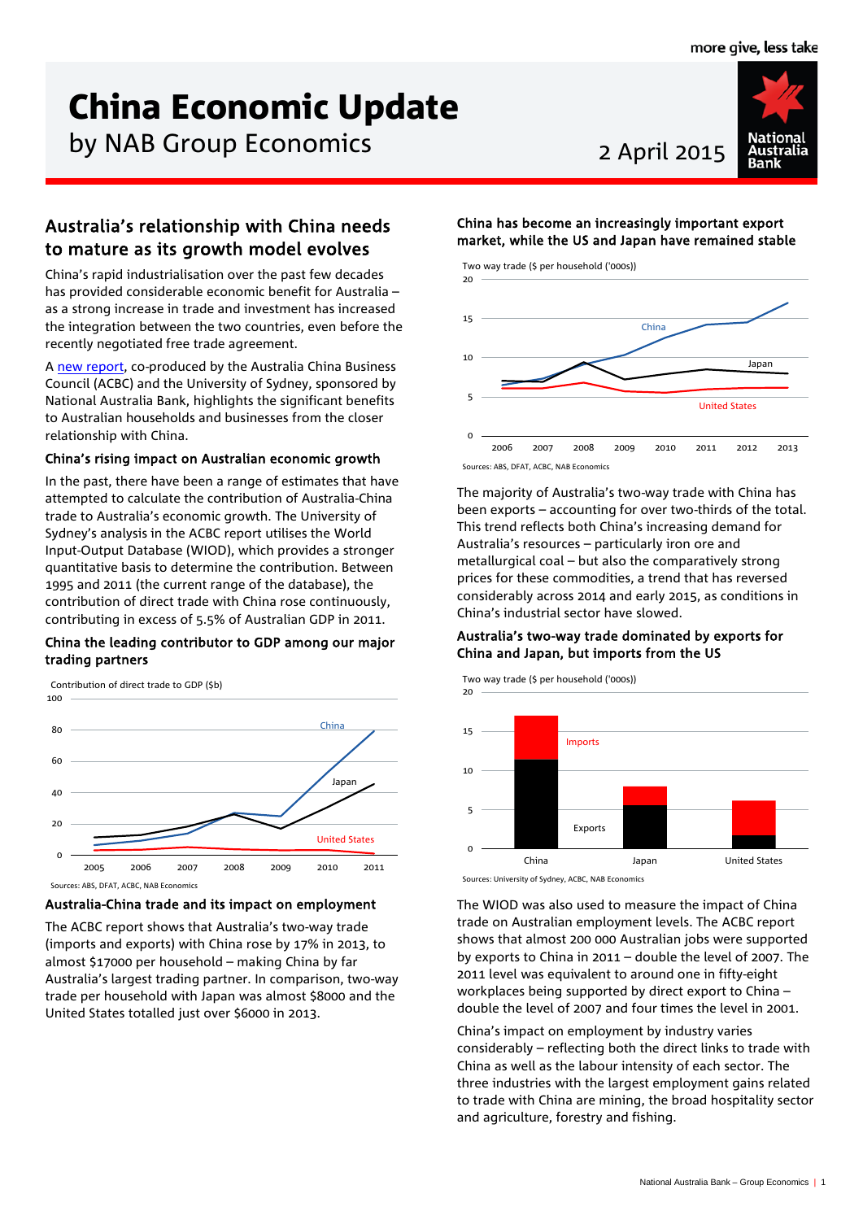# China Economic Update

by NAB Group Economics

2 April 2015

## Australia's relationship with China needs to mature as its growth model evolves

China's rapid industrialisation over the past few decades has provided considerable economic benefit for Australia – as a strong increase in trade and investment has increased the integration between the two countries, even before the recently negotiated free trade agreement.

A new report, co-produced by the Australia China Business Council (ACBC) and the University of Sydney, sponsored by National Australia Bank, highlights the significant benefits to Australian households and businesses from the closer relationship with China.

### China's rising impact on Australian economic growth

In the past, there have been a range of estimates that have attempted to calculate the contribution of Australia-China trade to Australia's economic growth. The University of Sydney's analysis in the ACBC report utilises the World Input-Output Database (WIOD), which provides a stronger quantitative basis to determine the contribution. Between 1995 and 2011 (the current range of the database), the contribution of direct trade with China rose continuously, contributing in excess of 5.5% of Australian GDP in 2011.

### China the leading contributor to GDP among our major trading partners

Contribution of direct trade to GDP ($b)

Sources: ABS, DFAT, ACBC, NAB Economics

### Australia-China trade and its impact on employment

The ACBC report shows that Australia's two-way trade (imports and exports) with China rose by 17% in 2013, to almost $17000 per household – making China by far Australia's largest trading partner. In comparison, two-way trade per household with Japan was almost $8000 and the United States totalled just over $6000 in 2013.

### China has become an increasingly important export market, while the US and Japan have remained stable

Two way trade ($ per household ('000s))

Sources: ABS, DFAT, ACBC, NAB Economics

The majority of Australia's two-way trade with China has been exports – accounting for over two-thirds of the total. This trend reflects both China's increasing demand for Australia's resources – particularly iron ore and metallurgical coal – but also the comparatively strong prices for these commodities, a trend that has reversed considerably across 2014 and early 2015, as conditions in China's industrial sector have slowed.

### Australia's two-way trade dominated by exports for China and Japan, but imports from the US

Two way trade ($ per household ('000s))

Sources: University of Sydney, ACBC, NAB Economics

The WIOD was also used to measure the impact of China trade on Australian employment levels. The ACBC report shows that almost 200 000 Australian jobs were supported by exports to China in 2011 – double the level of 2007. The 2011 level was equivalent to around one in fifty-eight workplaces being supported by direct export to China – double the level of 2007 and four times the level in 2001.

China's impact on employment by industry varies considerably – reflecting both the direct links to trade with China as well as the labour intensity of each sector. The three industries with the largest employment gains related to trade with China are mining, the broad hospitality sector and agriculture, forestry and fishing.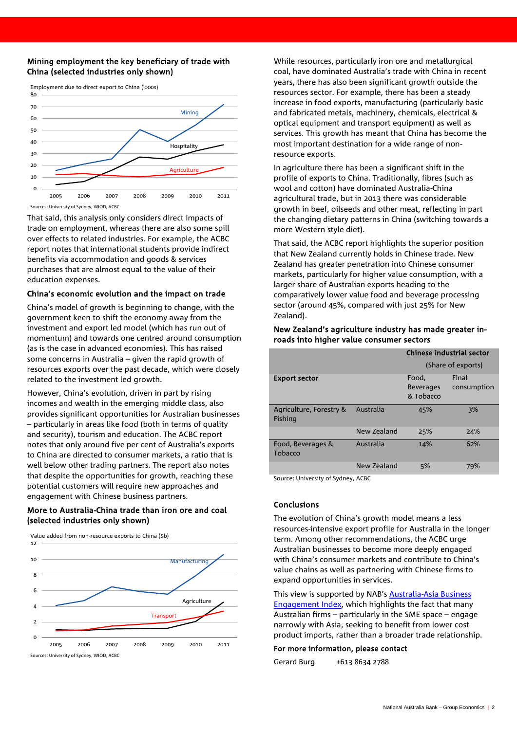**Mining employment the key beneficiary of trade with China (selected industries only shown)**

Employment due to direct export to China ('000s)

Sources: University of Sydney, WIOD, ACBC

That said, this analysis only considers direct impacts of trade on employment, whereas there are also some spill over effects to related industries. For example, the ACBC report notes that international students provide indirect benefits via accommodation and goods & services purchases that are almost equal to the value of their education expenses.

### China's economic evolution and the impact on trade

China's model of growth is beginning to change, with the government keen to shift the economy away from the investment and export led model (which has run out of momentum) and towards one centred around consumption (as is the case in advanced economies). This has raised some concerns in Australia – given the rapid growth of resources exports over the past decade, which were closely related to the investment led growth.

However, China's evolution, driven in part by rising incomes and wealth in the emerging middle class, also provides significant opportunities for Australian businesses – particularly in areas like food (both in terms of quality and security), tourism and education. The ACBC report notes that only around five per cent of Australia's exports to China are directed to consumer markets, a ratio that is well below other trading partners. The report also notes that despite the opportunities for growth, reaching these potential customers will require new approaches and engagement with Chinese business partners.

**More to Australia-China trade than iron ore and coal (selected industries only shown)**

Value added from non-resource exports to China ($b)

Sources: University of Sydney, WIOD, ACBC

While resources, particularly iron ore and metallurgical coal, have dominated Australia's trade with China in recent years, there has also been significant growth outside the resources sector. For example, there has been a steady increase in food exports, manufacturing (particularly basic and fabricated metals, machinery, chemicals, electrical & optical equipment and transport equipment) as well as services. This growth has meant that China has become the most important destination for a wide range of non-resource exports.

In agriculture there has been a significant shift in the profile of exports to China. Traditionally, fibres (such as wool and cotton) have dominated Australia-China agricultural trade, but in 2013 there was considerable growth in beef, oilseeds and other meat, reflecting in part the changing dietary patterns in China (switching towards a more Western style diet).

That said, the ACBC report highlights the superior position that New Zealand currently holds in Chinese trade. New Zealand has greater penetration into Chinese consumer markets, particularly for higher value consumption, with a larger share of Australian exports heading to the comparatively lower value food and beverage processing sector (around 45%, compared with just 25% for New Zealand).

**New Zealand's agriculture industry has made greater in-roads into higher value consumer sectors**

| | | Chinese industrial sector (Share of exports) | |
|---|---|---|---|
| **Export sector** | | Food, Beverages & Tobacco | Final consumption |
| Agriculture, Forestry & Fishing | Australia | 45% | 3% |
| | New Zealand | 25% | 24% |
| Food, Beverages & Tobacco | Australia | 14% | 62% |
| | New Zealand | 5% | 79% |

Source: University of Sydney, ACBC

### Conclusions

The evolution of China's growth model means a less resources-intensive export profile for Australia in the longer term. Among other recommendations, the ACBC urge Australian businesses to become more deeply engaged with China's consumer markets and contribute to China's value chains as well as partnering with Chinese firms to expand opportunities in services.

This view is supported by NAB's Australia-Asia Business Engagement Index, which highlights the fact that many Australian firms – particularly in the SME space – engage narrowly with Asia, seeking to benefit from lower cost product imports, rather than a broader trade relationship.

**For more information, please contact**

Gerard Burg +613 8634 2788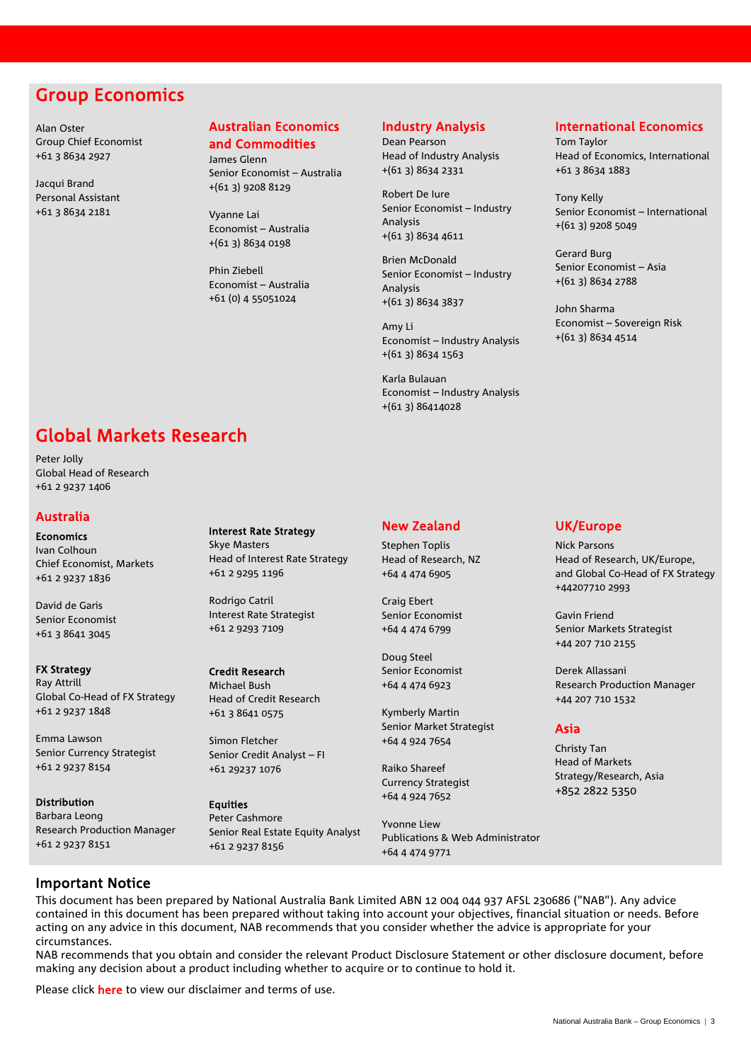# Group Economics

Alan Oster
Group Chief Economist
+61 3 8634 2927

Jacqui Brand
Personal Assistant
+61 3 8634 2181

## Australian Economics and Commodities

James Glenn
Senior Economist – Australia
+(61 3) 9208 8129

Vyanne Lai
Economist – Australia
+(61 3) 8634 0198

Phin Ziebell
Economist – Australia
+61 (0) 4 55051024

## Industry Analysis

Dean Pearson
Head of Industry Analysis
+(61 3) 8634 2331

Robert De Iure
Senior Economist – Industry Analysis
+(61 3) 8634 4611

Brien McDonald
Senior Economist – Industry Analysis
+(61 3) 8634 3837

Amy Li
Economist – Industry Analysis
+(61 3) 8634 1563

Karla Bulauan
Economist – Industry Analysis
+(61 3) 86414028

## International Economics

Tom Taylor
Head of Economics, International
+61 3 8634 1883

Tony Kelly
Senior Economist – International
+(61 3) 9208 5049

Gerard Burg
Senior Economist – Asia
+(61 3) 8634 2788

John Sharma
Economist – Sovereign Risk
+(61 3) 8634 4514

# Global Markets Research

Peter Jolly
Global Head of Research
+61 2 9237 1406

## Australia

**Economics**
Ivan Colhoun
Chief Economist, Markets
+61 2 9237 1836

David de Garis
Senior Economist
+61 3 8641 3045

**FX Strategy**
Ray Attrill
Global Co-Head of FX Strategy
+61 2 9237 1848

Emma Lawson
Senior Currency Strategist
+61 2 9237 8154

**Distribution**
Barbara Leong
Research Production Manager
+61 2 9237 8151

**Interest Rate Strategy**
Skye Masters
Head of Interest Rate Strategy
+61 2 9295 1196

Rodrigo Catril
Interest Rate Strategist
+61 2 9293 7109

**Credit Research**
Michael Bush
Head of Credit Research
+61 3 8641 0575

Simon Fletcher
Senior Credit Analyst – FI
+61 29237 1076

**Equities**
Peter Cashmore
Senior Real Estate Equity Analyst
+61 2 9237 8156

## New Zealand

Stephen Toplis
Head of Research, NZ
+64 4 474 6905

Craig Ebert
Senior Economist
+64 4 474 6799

Doug Steel
Senior Economist
+64 4 474 6923

Kymberly Martin
Senior Market Strategist
+64 4 924 7654

Raiko Shareef
Currency Strategist
+64 4 924 7652

Yvonne Liew
Publications & Web Administrator
+64 4 474 9771

## UK/Europe

Nick Parsons
Head of Research, UK/Europe, and Global Co-Head of FX Strategy
+44207710 2993

Gavin Friend
Senior Markets Strategist
+44 207 710 2155

Derek Allassani
Research Production Manager
+44 207 710 1532

## Asia

Christy Tan
Head of Markets Strategy/Research, Asia
+852 2822 5350

## Important Notice

This document has been prepared by National Australia Bank Limited ABN 12 004 044 937 AFSL 230686 ("NAB"). Any advice contained in this document has been prepared without taking into account your objectives, financial situation or needs. Before acting on any advice in this document, NAB recommends that you consider whether the advice is appropriate for your circumstances.
NAB recommends that you obtain and consider the relevant Product Disclosure Statement or other disclosure document, before making any decision about a product including whether to acquire or to continue to hold it.

Please click **here** to view our disclaimer and terms of use.